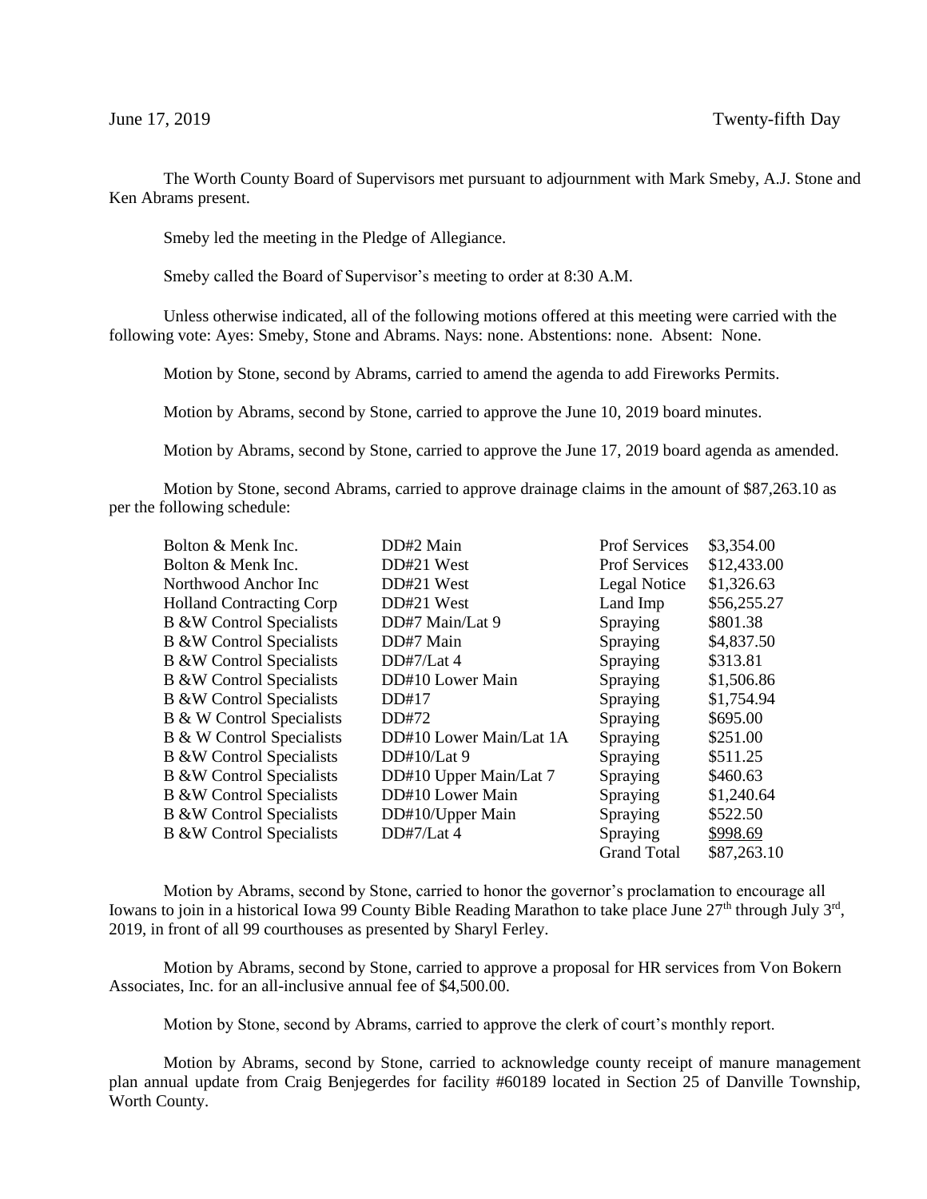June 17, 2019 Twenty-fifth Day

The Worth County Board of Supervisors met pursuant to adjournment with Mark Smeby, A.J. Stone and Ken Abrams present.

Smeby led the meeting in the Pledge of Allegiance.

Smeby called the Board of Supervisor's meeting to order at 8:30 A.M.

Unless otherwise indicated, all of the following motions offered at this meeting were carried with the following vote: Ayes: Smeby, Stone and Abrams. Nays: none. Abstentions: none. Absent: None.

Motion by Stone, second by Abrams, carried to amend the agenda to add Fireworks Permits.

Motion by Abrams, second by Stone, carried to approve the June 10, 2019 board minutes.

Motion by Abrams, second by Stone, carried to approve the June 17, 2019 board agenda as amended.

Motion by Stone, second Abrams, carried to approve drainage claims in the amount of $87,263.10 as per the following schedule:

| | | | |
|---|---|---|---|
| Bolton & Menk Inc. | DD#2 Main | Prof Services | $3,354.00 |
| Bolton & Menk Inc. | DD#21 West | Prof Services | $12,433.00 |
| Northwood Anchor Inc | DD#21 West | Legal Notice | $1,326.63 |
| Holland Contracting Corp | DD#21 West | Land Imp | $56,255.27 |
| B &W Control Specialists | DD#7 Main/Lat 9 | Spraying | $801.38 |
| B &W Control Specialists | DD#7 Main | Spraying | $4,837.50 |
| B &W Control Specialists | DD#7/Lat 4 | Spraying | $313.81 |
| B &W Control Specialists | DD#10 Lower Main | Spraying | $1,506.86 |
| B &W Control Specialists | DD#17 | Spraying | $1,754.94 |
| B & W Control Specialists | DD#72 | Spraying | $695.00 |
| B & W Control Specialists | DD#10 Lower Main/Lat 1A | Spraying | $251.00 |
| B &W Control Specialists | DD#10/Lat 9 | Spraying | $511.25 |
| B &W Control Specialists | DD#10 Upper Main/Lat 7 | Spraying | $460.63 |
| B &W Control Specialists | DD#10 Lower Main | Spraying | $1,240.64 |
| B &W Control Specialists | DD#10/Upper Main | Spraying | $522.50 |
| B &W Control Specialists | DD#7/Lat 4 | Spraying | $998.69 |
| | | Grand Total | $87,263.10 |

Motion by Abrams, second by Stone, carried to honor the governor's proclamation to encourage all Iowans to join in a historical Iowa 99 County Bible Reading Marathon to take place June 27th through July 3rd, 2019, in front of all 99 courthouses as presented by Sharyl Ferley.

Motion by Abrams, second by Stone, carried to approve a proposal for HR services from Von Bokern Associates, Inc. for an all-inclusive annual fee of $4,500.00.

Motion by Stone, second by Abrams, carried to approve the clerk of court's monthly report.

Motion by Abrams, second by Stone, carried to acknowledge county receipt of manure management plan annual update from Craig Benjegerdes for facility #60189 located in Section 25 of Danville Township, Worth County.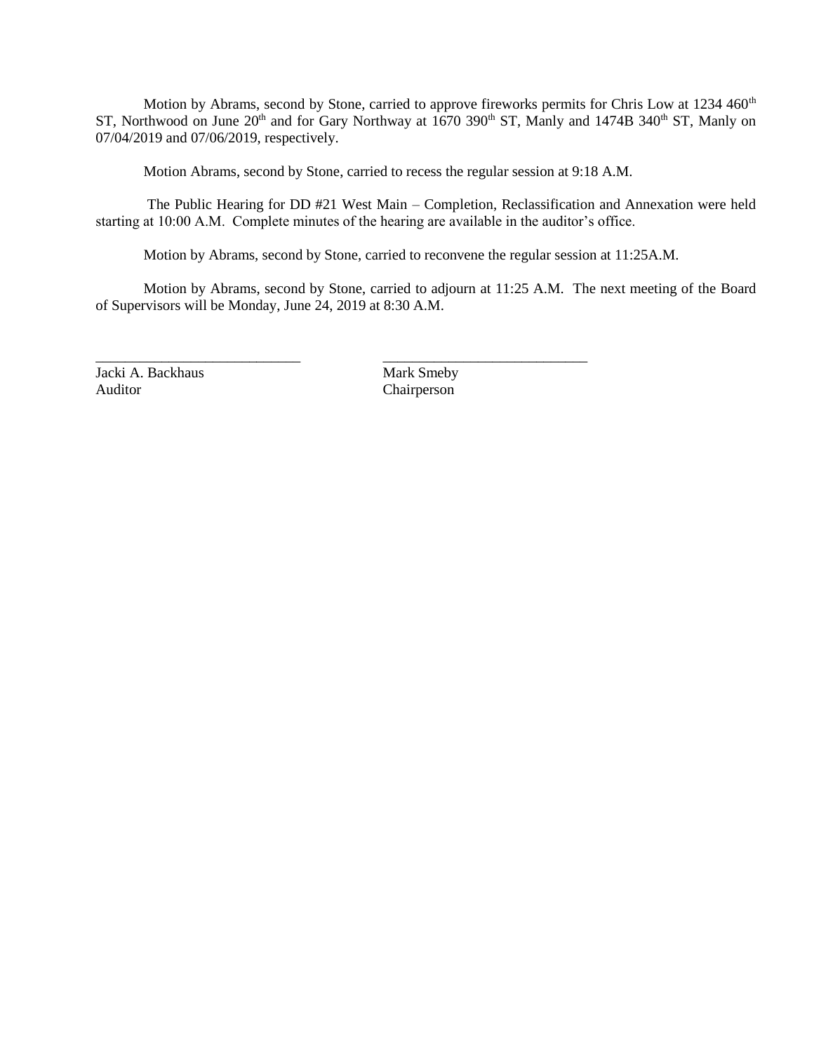Motion by Abrams, second by Stone, carried to approve fireworks permits for Chris Low at 1234 460th ST, Northwood on June 20th and for Gary Northway at 1670 390th ST, Manly and 1474B 340th ST, Manly on 07/04/2019 and 07/06/2019, respectively.

Motion Abrams, second by Stone, carried to recess the regular session at 9:18 A.M.

The Public Hearing for DD #21 West Main – Completion, Reclassification and Annexation were held starting at 10:00 A.M. Complete minutes of the hearing are available in the auditor's office.

Motion by Abrams, second by Stone, carried to reconvene the regular session at 11:25A.M.

Motion by Abrams, second by Stone, carried to adjourn at 11:25 A.M. The next meeting of the Board of Supervisors will be Monday, June 24, 2019 at 8:30 A.M.

\_\_\_\_\_\_\_\_\_\_\_\_\_\_\_\_\_\_\_\_\_\_\_\_\_\_\_\_  
Jacki A. Backhaus  
Auditor

\_\_\_\_\_\_\_\_\_\_\_\_\_\_\_\_\_\_\_\_\_\_\_\_\_\_\_\_  
Mark Smeby  
Chairperson